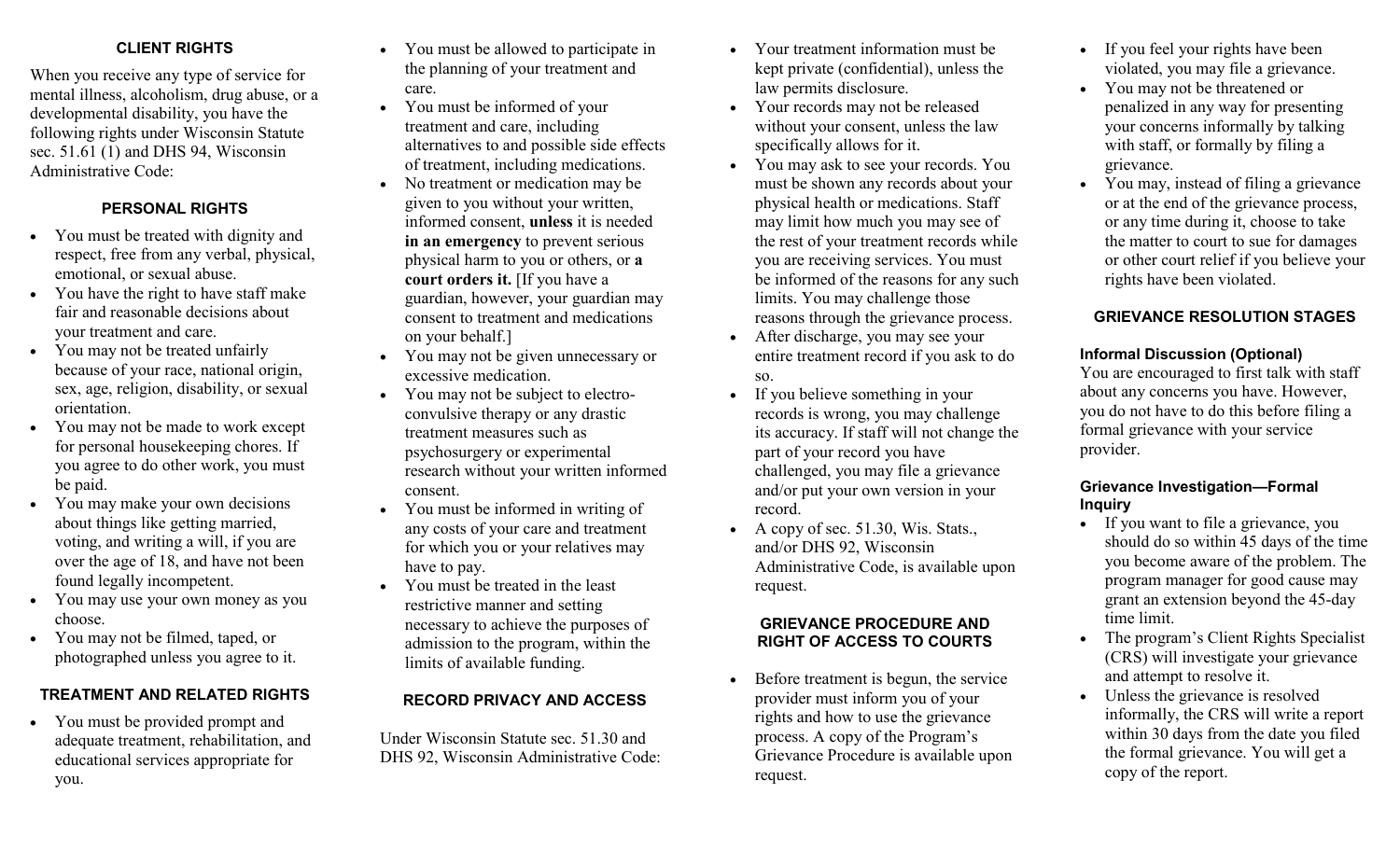## CLIENT RIGHTS

When you receive any type of service for mental illness, alcoholism, drug abuse, or a developmental disability, you have the following rights under Wisconsin Statute sec. 51.61 (1) and DHS 94, Wisconsin Administrative Code:

### PERSONAL RIGHTS

- You must be treated with dignity and respect, free from any verbal, physical, emotional, or sexual abuse.
- You have the right to have staff make fair and reasonable decisions about your treatment and care.
- You may not be treated unfairly because of your race, national origin, sex, age, religion, disability, or sexual orientation.
- You may not be made to work except for personal housekeeping chores. If you agree to do other work, you must be paid.
- You may make your own decisions about things like getting married, voting, and writing a will, if you are over the age of 18, and have not been found legally incompetent.
- You may use your own money as you choose.
- You may not be filmed, taped, or photographed unless you agree to it.

### TREATMENT AND RELATED RIGHTS

- You must be provided prompt and adequate treatment, rehabilitation, and educational services appropriate for you.
- You must be allowed to participate in the planning of your treatment and care.
- You must be informed of your treatment and care, including alternatives to and possible side effects of treatment, including medications.
- No treatment or medication may be given to you without your written, informed consent, **unless** it is needed **in an emergency** to prevent serious physical harm to you or others, or **a court orders it.** [If you have a guardian, however, your guardian may consent to treatment and medications on your behalf.]
- You may not be given unnecessary or excessive medication.
- You may not be subject to electro-convulsive therapy or any drastic treatment measures such as psychosurgery or experimental research without your written informed consent.
- You must be informed in writing of any costs of your care and treatment for which you or your relatives may have to pay.
- You must be treated in the least restrictive manner and setting necessary to achieve the purposes of admission to the program, within the limits of available funding.

### RECORD PRIVACY AND ACCESS

Under Wisconsin Statute sec. 51.30 and DHS 92, Wisconsin Administrative Code:

- Your treatment information must be kept private (confidential), unless the law permits disclosure.
- Your records may not be released without your consent, unless the law specifically allows for it.
- You may ask to see your records. You must be shown any records about your physical health or medications. Staff may limit how much you may see of the rest of your treatment records while you are receiving services. You must be informed of the reasons for any such limits. You may challenge those reasons through the grievance process.
- After discharge, you may see your entire treatment record if you ask to do so.
- If you believe something in your records is wrong, you may challenge its accuracy. If staff will not change the part of your record you have challenged, you may file a grievance and/or put your own version in your record.
- A copy of sec. 51.30, Wis. Stats., and/or DHS 92, Wisconsin Administrative Code, is available upon request.

### GRIEVANCE PROCEDURE AND RIGHT OF ACCESS TO COURTS

- Before treatment is begun, the service provider must inform you of your rights and how to use the grievance process. A copy of the Program's Grievance Procedure is available upon request.
- If you feel your rights have been violated, you may file a grievance.
- You may not be threatened or penalized in any way for presenting your concerns informally by talking with staff, or formally by filing a grievance.
- You may, instead of filing a grievance or at the end of the grievance process, or any time during it, choose to take the matter to court to sue for damages or other court relief if you believe your rights have been violated.

### GRIEVANCE RESOLUTION STAGES

#### Informal Discussion (Optional)

You are encouraged to first talk with staff about any concerns you have. However, you do not have to do this before filing a formal grievance with your service provider.

#### Grievance Investigation—Formal Inquiry

- If you want to file a grievance, you should do so within 45 days of the time you become aware of the problem. The program manager for good cause may grant an extension beyond the 45-day time limit.
- The program's Client Rights Specialist (CRS) will investigate your grievance and attempt to resolve it.
- Unless the grievance is resolved informally, the CRS will write a report within 30 days from the date you filed the formal grievance. You will get a copy of the report.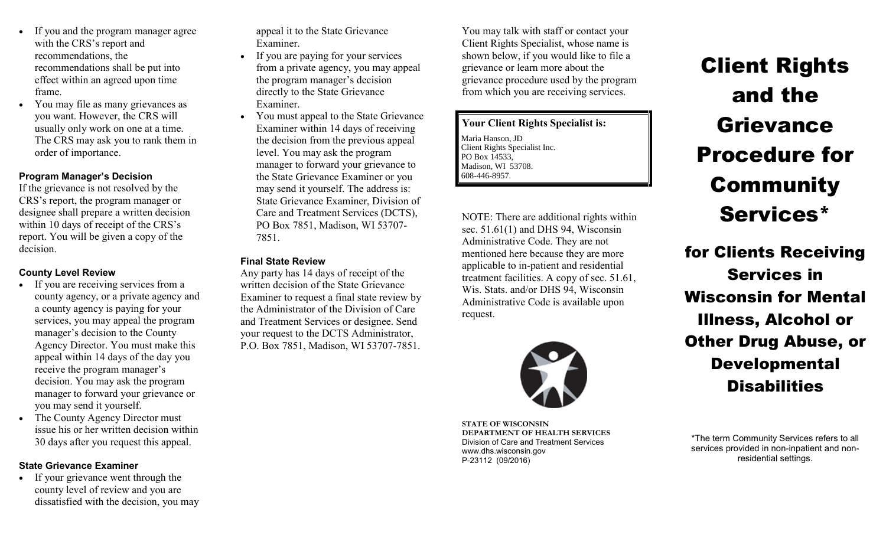- If you and the program manager agree with the CRS's report and recommendations, the recommendations shall be put into effect within an agreed upon time frame.
- You may file as many grievances as you want. However, the CRS will usually only work on one at a time. The CRS may ask you to rank them in order of importance.

### Program Manager's Decision

If the grievance is not resolved by the CRS's report, the program manager or designee shall prepare a written decision within 10 days of receipt of the CRS's report. You will be given a copy of the decision.

### County Level Review

- If you are receiving services from a county agency, or a private agency and a county agency is paying for your services, you may appeal the program manager's decision to the County Agency Director. You must make this appeal within 14 days of the day you receive the program manager's decision. You may ask the program manager to forward your grievance or you may send it yourself.
- The County Agency Director must issue his or her written decision within 30 days after you request this appeal.

### State Grievance Examiner

- If your grievance went through the county level of review and you are dissatisfied with the decision, you may appeal it to the State Grievance Examiner.
- If you are paying for your services from a private agency, you may appeal the program manager's decision directly to the State Grievance Examiner.
- You must appeal to the State Grievance Examiner within 14 days of receiving the decision from the previous appeal level. You may ask the program manager to forward your grievance to the State Grievance Examiner or you may send it yourself. The address is: State Grievance Examiner, Division of Care and Treatment Services (DCTS), PO Box 7851, Madison, WI 53707-7851.

### Final State Review

Any party has 14 days of receipt of the written decision of the State Grievance Examiner to request a final state review by the Administrator of the Division of Care and Treatment Services or designee. Send your request to the DCTS Administrator, P.O. Box 7851, Madison, WI 53707-7851.

You may talk with staff or contact your Client Rights Specialist, whose name is shown below, if you would like to file a grievance or learn more about the grievance procedure used by the program from which you are receiving services.

**Your Client Rights Specialist is:**

Maria Hanson, JD
Client Rights Specialist Inc.
PO Box 14533,
Madison, WI 53708.
608-446-8957.

NOTE: There are additional rights within sec. 51.61(1) and DHS 94, Wisconsin Administrative Code. They are not mentioned here because they are more applicable to in-patient and residential treatment facilities. A copy of sec. 51.61, Wis. Stats. and/or DHS 94, Wisconsin Administrative Code is available upon request.

**STATE OF WISCONSIN**
**DEPARTMENT OF HEALTH SERVICES**
Division of Care and Treatment Services
www.dhs.wisconsin.gov
P-23112 (09/2016)

# Client Rights and the Grievance Procedure for Community Services*

## for Clients Receiving Services in Wisconsin for Mental Illness, Alcohol or Other Drug Abuse, or Developmental Disabilities

*The term Community Services refers to all services provided in non-inpatient and non-residential settings.